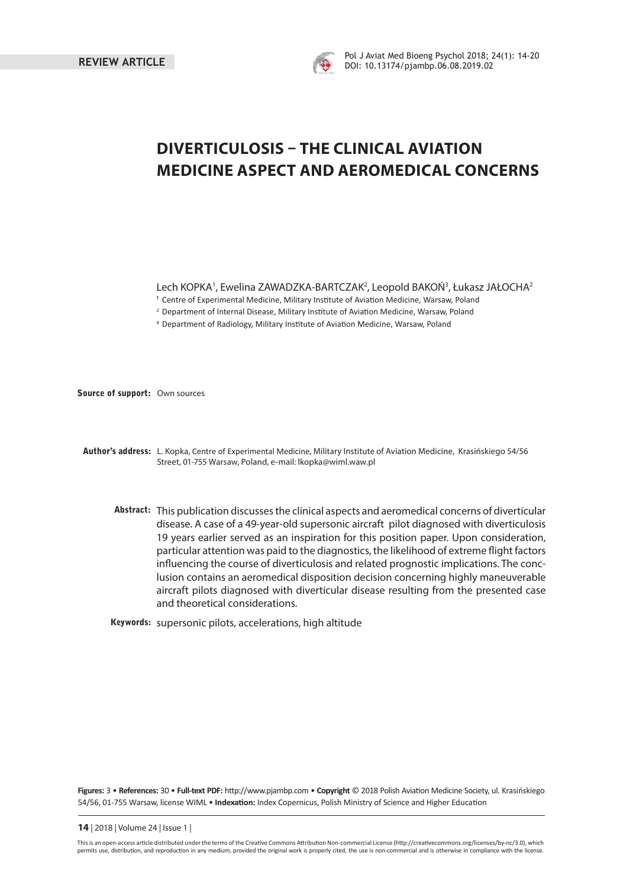REVIEW ARTICLE

# DIVERTICULOSIS – THE CLINICAL AVIATION MEDICINE ASPECT AND AEROMEDICAL CONCERNS

Lech KOPKA[1], Ewelina ZAWADZKA-BARTCZAK[2], Leopold BAKOŃ[3], Łukasz JAŁOCHA[2]

[1] Centre of Experimental Medicine, Military Institute of Aviation Medicine, Warsaw, Poland
[2] Department of Internal Disease, Military Institute of Aviation Medicine, Warsaw, Poland
[3] Department of Radiology, Military Institute of Aviation Medicine, Warsaw, Poland

**Source of support:** Own sources

**Author's address:** L. Kopka, Centre of Experimental Medicine, Military Institute of Aviation Medicine, Krasińskiego 54/56 Street, 01-755 Warsaw, Poland, e-mail: lkopka@wiml.waw.pl

**Abstract:** This publication discusses the clinical aspects and aeromedical concerns of diverticular disease. A case of a 49-year-old supersonic aircraft pilot diagnosed with diverticulosis 19 years earlier served as an inspiration for this position paper. Upon consideration, particular attention was paid to the diagnostics, the likelihood of extreme flight factors influencing the course of diverticulosis and related prognostic implications. The conclusion contains an aeromedical disposition decision concerning highly maneuverable aircraft pilots diagnosed with diverticular disease resulting from the presented case and theoretical considerations.

**Keywords:** supersonic pilots, accelerations, high altitude

**Figures:** 3 • **References:** 30 • **Full-text PDF:** http://www.pjambp.com • **Copyright** © 2018 Polish Aviation Medicine Society, ul. Krasińskiego 54/56, 01-755 Warsaw, license WIML • **Indexation:** Index Copernicus, Polish Ministry of Science and Higher Education

This is an open-access article distributed under the terms of the Creative Commons Attribution Non-commercial License (http://creativecommons.org/licenses/by-nc/3.0), which permits use, distribution, and reproduction in any medium, provided the original work is properly cited, the use is non-commercial and is otherwise in compliance with the license.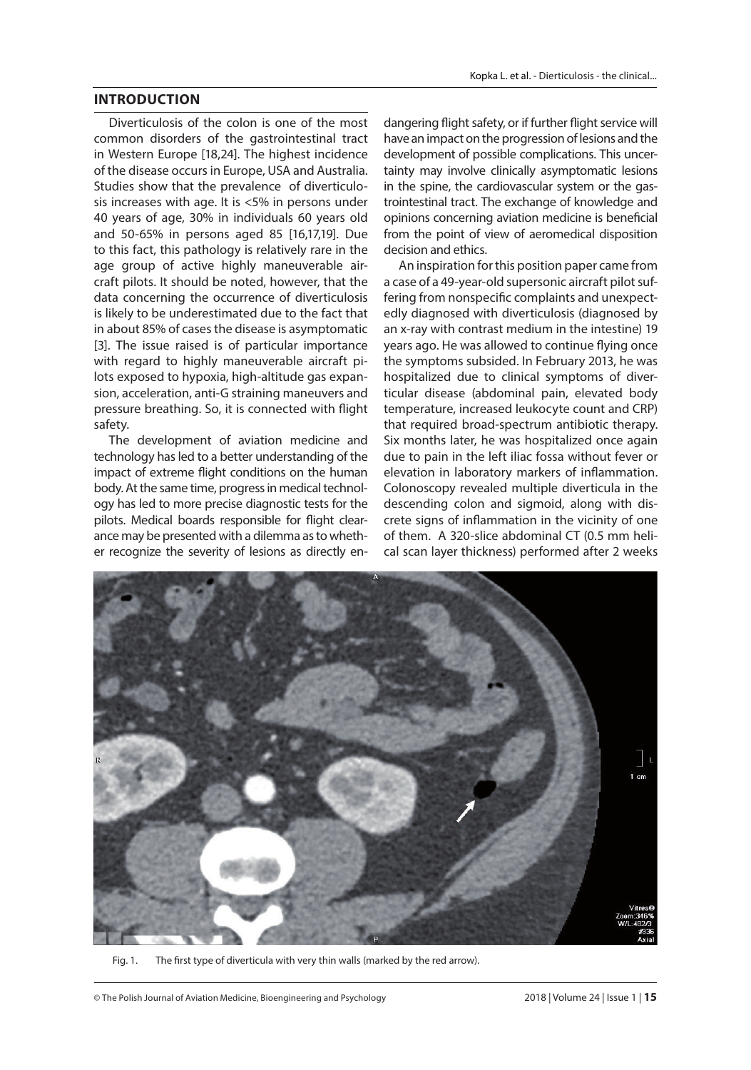## INTRODUCTION

Diverticulosis of the colon is one of the most common disorders of the gastrointestinal tract in Western Europe [18,24]. The highest incidence of the disease occurs in Europe, USA and Australia. Studies show that the prevalence of diverticulosis increases with age. It is <5% in persons under 40 years of age, 30% in individuals 60 years old and 50-65% in persons aged 85 [16,17,19]. Due to this fact, this pathology is relatively rare in the age group of active highly maneuverable aircraft pilots. It should be noted, however, that the data concerning the occurrence of diverticulosis is likely to be underestimated due to the fact that in about 85% of cases the disease is asymptomatic [3]. The issue raised is of particular importance with regard to highly maneuverable aircraft pilots exposed to hypoxia, high-altitude gas expansion, acceleration, anti-G straining maneuvers and pressure breathing. So, it is connected with flight safety.

The development of aviation medicine and technology has led to a better understanding of the impact of extreme flight conditions on the human body. At the same time, progress in medical technology has led to more precise diagnostic tests for the pilots. Medical boards responsible for flight clearance may be presented with a dilemma as to whether recognize the severity of lesions as directly endangering flight safety, or if further flight service will have an impact on the progression of lesions and the development of possible complications. This uncertainty may involve clinically asymptomatic lesions in the spine, the cardiovascular system or the gastrointestinal tract. The exchange of knowledge and opinions concerning aviation medicine is beneficial from the point of view of aeromedical disposition decision and ethics.

An inspiration for this position paper came from a case of a 49-year-old supersonic aircraft pilot suffering from nonspecific complaints and unexpectedly diagnosed with diverticulosis (diagnosed by an x-ray with contrast medium in the intestine) 19 years ago. He was allowed to continue flying once the symptoms subsided. In February 2013, he was hospitalized due to clinical symptoms of diverticular disease (abdominal pain, elevated body temperature, increased leukocyte count and CRP) that required broad-spectrum antibiotic therapy. Six months later, he was hospitalized once again due to pain in the left iliac fossa without fever or elevation in laboratory markers of inflammation. Colonoscopy revealed multiple diverticula in the descending colon and sigmoid, along with discrete signs of inflammation in the vicinity of one of them. A 320-slice abdominal CT (0.5 mm helical scan layer thickness) performed after 2 weeks

Fig. 1. The first type of diverticula with very thin walls (marked by the red arrow).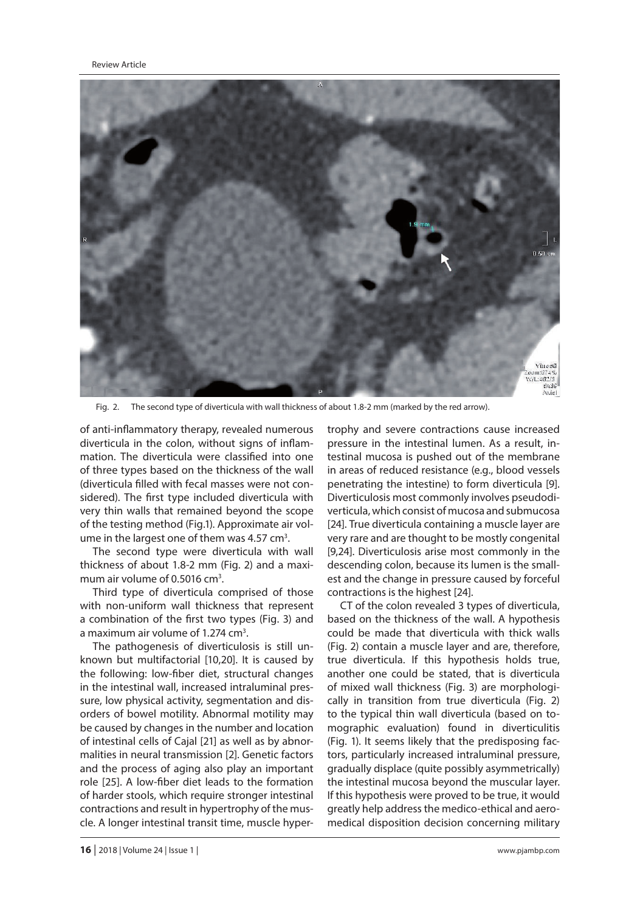Fig. 2. The second type of diverticula with wall thickness of about 1.8-2 mm (marked by the red arrow).

of anti-inflammatory therapy, revealed numerous diverticula in the colon, without signs of inflammation. The diverticula were classified into one of three types based on the thickness of the wall (diverticula filled with fecal masses were not considered). The first type included diverticula with very thin walls that remained beyond the scope of the testing method (Fig.1). Approximate air volume in the largest one of them was 4.57 cm$^3$.

The second type were diverticula with wall thickness of about 1.8-2 mm (Fig. 2) and a maximum air volume of 0.5016 cm$^3$.

Third type of diverticula comprised of those with non-uniform wall thickness that represent a combination of the first two types (Fig. 3) and a maximum air volume of 1.274 cm$^3$.

The pathogenesis of diverticulosis is still unknown but multifactorial [10,20]. It is caused by the following: low-fiber diet, structural changes in the intestinal wall, increased intraluminal pressure, low physical activity, segmentation and disorders of bowel motility. Abnormal motility may be caused by changes in the number and location of intestinal cells of Cajal [21] as well as by abnormalities in neural transmission [2]. Genetic factors and the process of aging also play an important role [25]. A low-fiber diet leads to the formation of harder stools, which require stronger intestinal contractions and result in hypertrophy of the muscle. A longer intestinal transit time, muscle hypertrophy and severe contractions cause increased pressure in the intestinal lumen. As a result, intestinal mucosa is pushed out of the membrane in areas of reduced resistance (e.g., blood vessels penetrating the intestine) to form diverticula [9]. Diverticulosis most commonly involves pseudodiverticula, which consist of mucosa and submucosa [24]. True diverticula containing a muscle layer are very rare and are thought to be mostly congenital [9,24]. Diverticulosis arise most commonly in the descending colon, because its lumen is the smallest and the change in pressure caused by forceful contractions is the highest [24].

CT of the colon revealed 3 types of diverticula, based on the thickness of the wall. A hypothesis could be made that diverticula with thick walls (Fig. 2) contain a muscle layer and are, therefore, true diverticula. If this hypothesis holds true, another one could be stated, that is diverticula of mixed wall thickness (Fig. 3) are morphologically in transition from true diverticula (Fig. 2) to the typical thin wall diverticula (based on tomographic evaluation) found in diverticulitis (Fig. 1). It seems likely that the predisposing factors, particularly increased intraluminal pressure, gradually displace (quite possibly asymmetrically) the intestinal mucosa beyond the muscular layer. If this hypothesis were proved to be true, it would greatly help address the medico-ethical and aeromedical disposition decision concerning military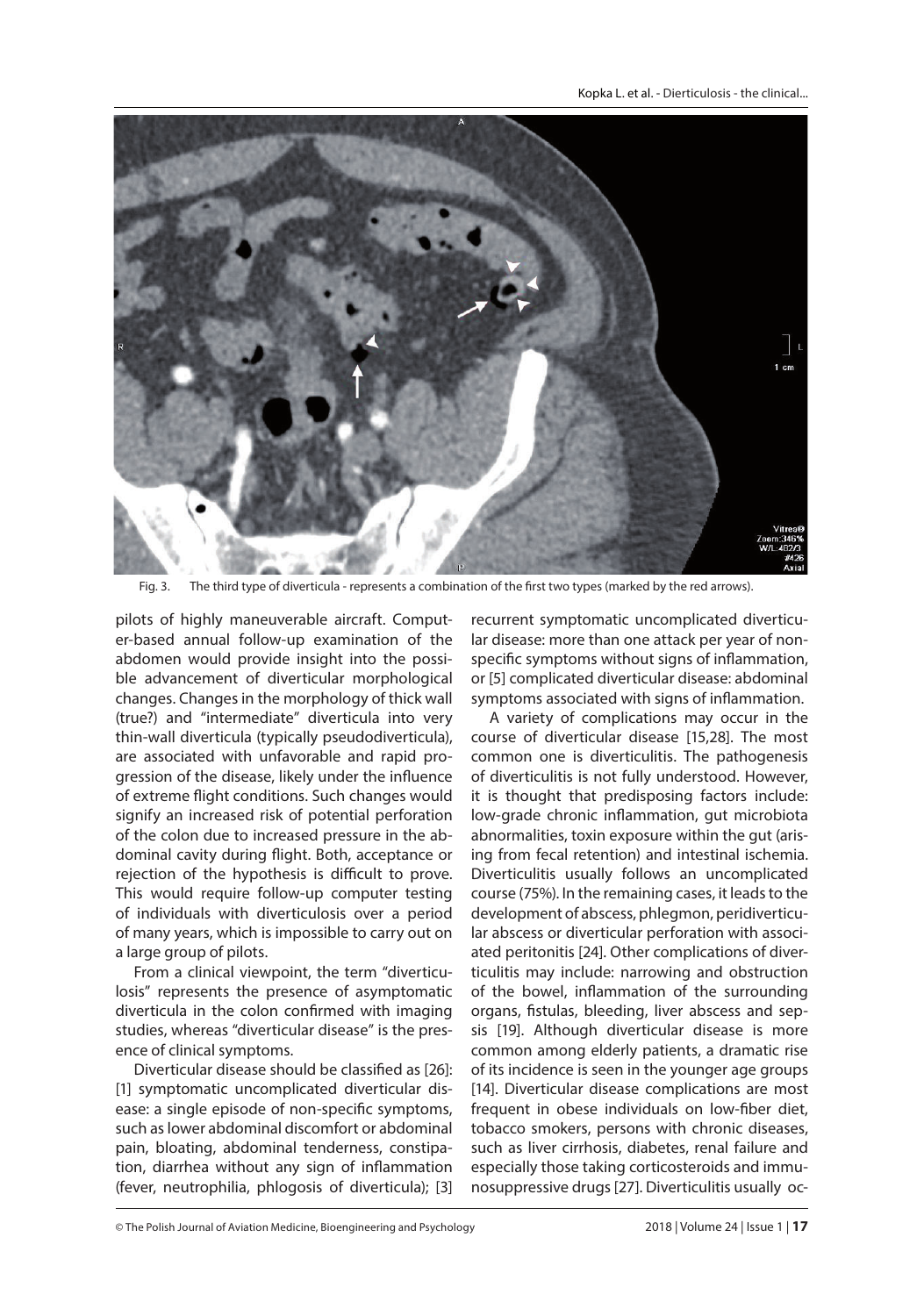Fig. 3. The third type of diverticula - represents a combination of the first two types (marked by the red arrows).

pilots of highly maneuverable aircraft. Computer-based annual follow-up examination of the abdomen would provide insight into the possible advancement of diverticular morphological changes. Changes in the morphology of thick wall (true?) and "intermediate" diverticula into very thin-wall diverticula (typically pseudodiverticula), are associated with unfavorable and rapid progression of the disease, likely under the influence of extreme flight conditions. Such changes would signify an increased risk of potential perforation of the colon due to increased pressure in the abdominal cavity during flight. Both, acceptance or rejection of the hypothesis is difficult to prove. This would require follow-up computer testing of individuals with diverticulosis over a period of many years, which is impossible to carry out on a large group of pilots.

From a clinical viewpoint, the term "diverticulosis" represents the presence of asymptomatic diverticula in the colon confirmed with imaging studies, whereas "diverticular disease" is the presence of clinical symptoms.

Diverticular disease should be classified as [26]: [1] symptomatic uncomplicated diverticular disease: a single episode of non-specific symptoms, such as lower abdominal discomfort or abdominal pain, bloating, abdominal tenderness, constipation, diarrhea without any sign of inflammation (fever, neutrophilia, phlogosis of diverticula); [3] recurrent symptomatic uncomplicated diverticular disease: more than one attack per year of non-specific symptoms without signs of inflammation, or [5] complicated diverticular disease: abdominal symptoms associated with signs of inflammation.

A variety of complications may occur in the course of diverticular disease [15,28]. The most common one is diverticulitis. The pathogenesis of diverticulitis is not fully understood. However, it is thought that predisposing factors include: low-grade chronic inflammation, gut microbiota abnormalities, toxin exposure within the gut (arising from fecal retention) and intestinal ischemia. Diverticulitis usually follows an uncomplicated course (75%). In the remaining cases, it leads to the development of abscess, phlegmon, peridiverticular abscess or diverticular perforation with associated peritonitis [24]. Other complications of diverticulitis may include: narrowing and obstruction of the bowel, inflammation of the surrounding organs, fistulas, bleeding, liver abscess and sepsis [19]. Although diverticular disease is more common among elderly patients, a dramatic rise of its incidence is seen in the younger age groups [14]. Diverticular disease complications are most frequent in obese individuals on low-fiber diet, tobacco smokers, persons with chronic diseases, such as liver cirrhosis, diabetes, renal failure and especially those taking corticosteroids and immunosuppressive drugs [27]. Diverticulitis usually oc-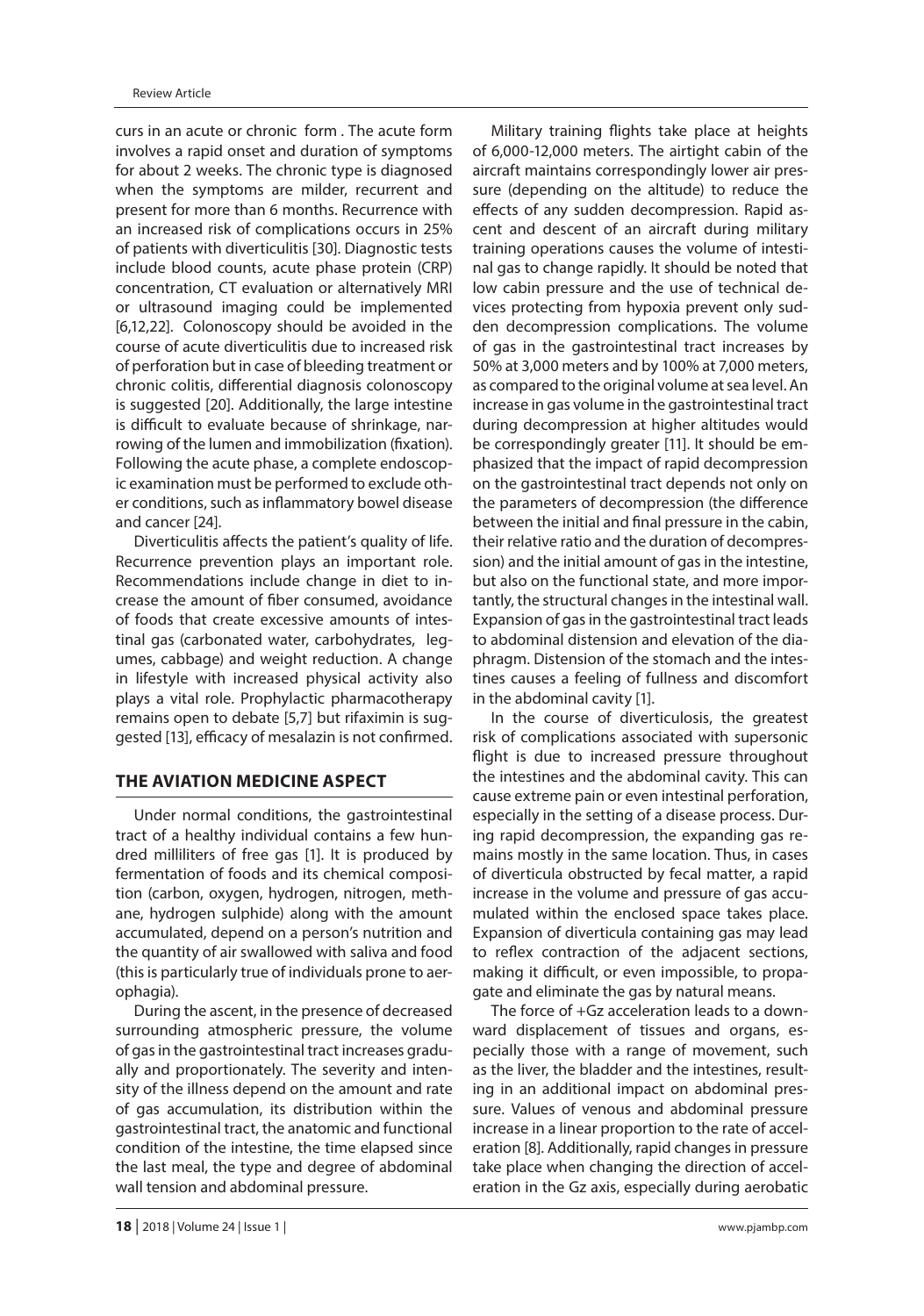curs in an acute or chronic form . The acute form involves a rapid onset and duration of symptoms for about 2 weeks. The chronic type is diagnosed when the symptoms are milder, recurrent and present for more than 6 months. Recurrence with an increased risk of complications occurs in 25% of patients with diverticulitis [30]. Diagnostic tests include blood counts, acute phase protein (CRP) concentration, CT evaluation or alternatively MRI or ultrasound imaging could be implemented [6,12,22]. Colonoscopy should be avoided in the course of acute diverticulitis due to increased risk of perforation but in case of bleeding treatment or chronic colitis, differential diagnosis colonoscopy is suggested [20]. Additionally, the large intestine is difficult to evaluate because of shrinkage, narrowing of the lumen and immobilization (fixation). Following the acute phase, a complete endoscopic examination must be performed to exclude other conditions, such as inflammatory bowel disease and cancer [24].

Diverticulitis affects the patient's quality of life. Recurrence prevention plays an important role. Recommendations include change in diet to increase the amount of fiber consumed, avoidance of foods that create excessive amounts of intestinal gas (carbonated water, carbohydrates, legumes, cabbage) and weight reduction. A change in lifestyle with increased physical activity also plays a vital role. Prophylactic pharmacotherapy remains open to debate [5,7] but rifaximin is suggested [13], efficacy of mesalazin is not confirmed.

## THE AVIATION MEDICINE ASPECT

Under normal conditions, the gastrointestinal tract of a healthy individual contains a few hundred milliliters of free gas [1]. It is produced by fermentation of foods and its chemical composition (carbon, oxygen, hydrogen, nitrogen, methane, hydrogen sulphide) along with the amount accumulated, depend on a person's nutrition and the quantity of air swallowed with saliva and food (this is particularly true of individuals prone to aerophagia).

During the ascent, in the presence of decreased surrounding atmospheric pressure, the volume of gas in the gastrointestinal tract increases gradually and proportionately. The severity and intensity of the illness depend on the amount and rate of gas accumulation, its distribution within the gastrointestinal tract, the anatomic and functional condition of the intestine, the time elapsed since the last meal, the type and degree of abdominal wall tension and abdominal pressure.

Military training flights take place at heights of 6,000-12,000 meters. The airtight cabin of the aircraft maintains correspondingly lower air pressure (depending on the altitude) to reduce the effects of any sudden decompression. Rapid ascent and descent of an aircraft during military training operations causes the volume of intestinal gas to change rapidly. It should be noted that low cabin pressure and the use of technical devices protecting from hypoxia prevent only sudden decompression complications. The volume of gas in the gastrointestinal tract increases by 50% at 3,000 meters and by 100% at 7,000 meters, as compared to the original volume at sea level. An increase in gas volume in the gastrointestinal tract during decompression at higher altitudes would be correspondingly greater [11]. It should be emphasized that the impact of rapid decompression on the gastrointestinal tract depends not only on the parameters of decompression (the difference between the initial and final pressure in the cabin, their relative ratio and the duration of decompression) and the initial amount of gas in the intestine, but also on the functional state, and more importantly, the structural changes in the intestinal wall. Expansion of gas in the gastrointestinal tract leads to abdominal distension and elevation of the diaphragm. Distension of the stomach and the intestines causes a feeling of fullness and discomfort in the abdominal cavity [1].

In the course of diverticulosis, the greatest risk of complications associated with supersonic flight is due to increased pressure throughout the intestines and the abdominal cavity. This can cause extreme pain or even intestinal perforation, especially in the setting of a disease process. During rapid decompression, the expanding gas remains mostly in the same location. Thus, in cases of diverticula obstructed by fecal matter, a rapid increase in the volume and pressure of gas accumulated within the enclosed space takes place. Expansion of diverticula containing gas may lead to reflex contraction of the adjacent sections, making it difficult, or even impossible, to propagate and eliminate the gas by natural means.

The force of +Gz acceleration leads to a downward displacement of tissues and organs, especially those with a range of movement, such as the liver, the bladder and the intestines, resulting in an additional impact on abdominal pressure. Values of venous and abdominal pressure increase in a linear proportion to the rate of acceleration [8]. Additionally, rapid changes in pressure take place when changing the direction of acceleration in the Gz axis, especially during aerobatic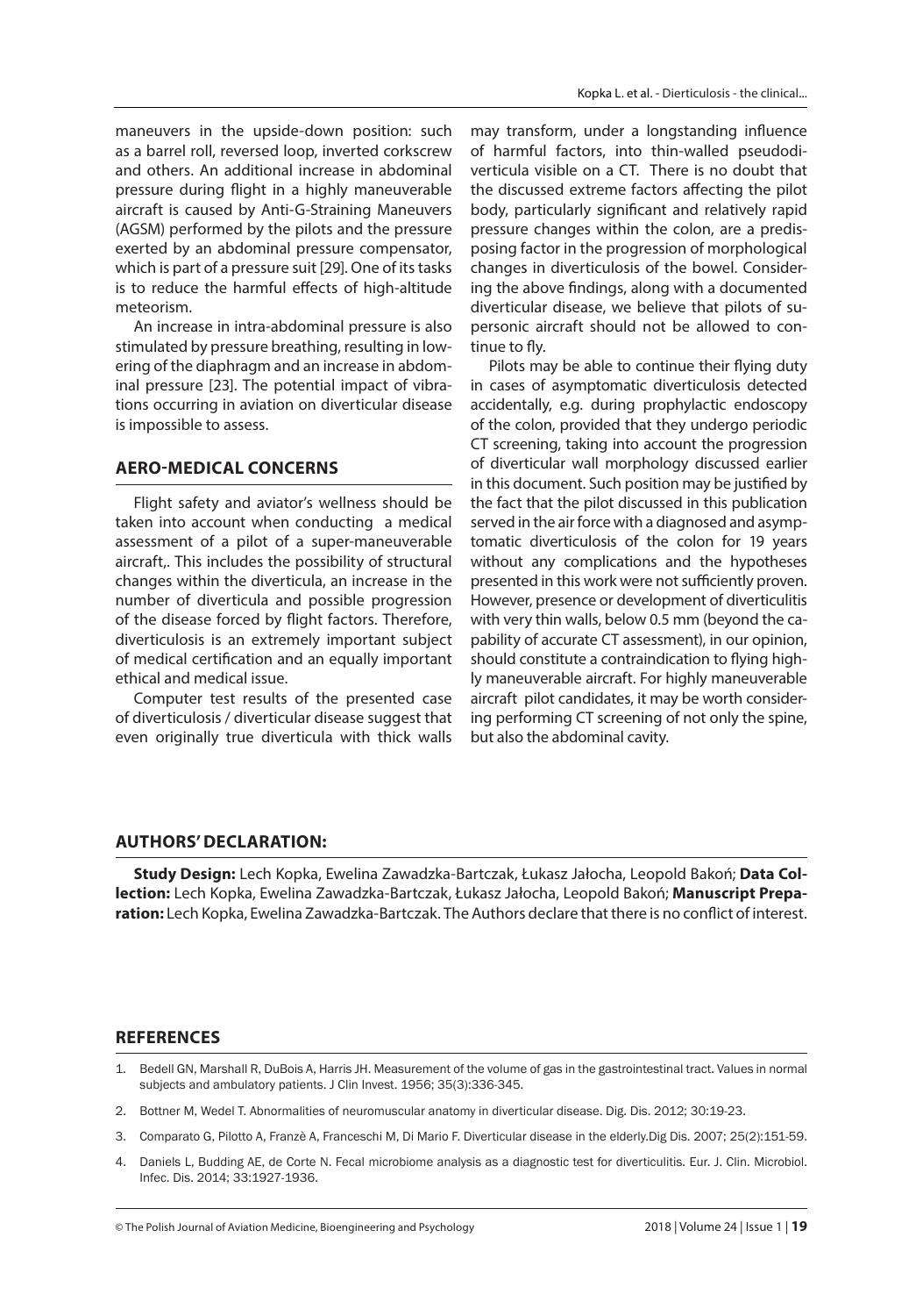maneuvers in the upside-down position: such as a barrel roll, reversed loop, inverted corkscrew and others. An additional increase in abdominal pressure during flight in a highly maneuverable aircraft is caused by Anti-G-Straining Maneuvers (AGSM) performed by the pilots and the pressure exerted by an abdominal pressure compensator, which is part of a pressure suit [29]. One of its tasks is to reduce the harmful effects of high-altitude meteorism.

An increase in intra-abdominal pressure is also stimulated by pressure breathing, resulting in lowering of the diaphragm and an increase in abdominal pressure [23]. The potential impact of vibrations occurring in aviation on diverticular disease is impossible to assess.

## AERO-MEDICAL CONCERNS

Flight safety and aviator's wellness should be taken into account when conducting a medical assessment of a pilot of a super-maneuverable aircraft,. This includes the possibility of structural changes within the diverticula, an increase in the number of diverticula and possible progression of the disease forced by flight factors. Therefore, diverticulosis is an extremely important subject of medical certification and an equally important ethical and medical issue.

Computer test results of the presented case of diverticulosis / diverticular disease suggest that even originally true diverticula with thick walls may transform, under a longstanding influence of harmful factors, into thin-walled pseudodiverticula visible on a CT. There is no doubt that the discussed extreme factors affecting the pilot body, particularly significant and relatively rapid pressure changes within the colon, are a predisposing factor in the progression of morphological changes in diverticulosis of the bowel. Considering the above findings, along with a documented diverticular disease, we believe that pilots of supersonic aircraft should not be allowed to continue to fly.

Pilots may be able to continue their flying duty in cases of asymptomatic diverticulosis detected accidentally, e.g. during prophylactic endoscopy of the colon, provided that they undergo periodic CT screening, taking into account the progression of diverticular wall morphology discussed earlier in this document. Such position may be justified by the fact that the pilot discussed in this publication served in the air force with a diagnosed and asymptomatic diverticulosis of the colon for 19 years without any complications and the hypotheses presented in this work were not sufficiently proven. However, presence or development of diverticulitis with very thin walls, below 0.5 mm (beyond the capability of accurate CT assessment), in our opinion, should constitute a contraindication to flying highly maneuverable aircraft. For highly maneuverable aircraft pilot candidates, it may be worth considering performing CT screening of not only the spine, but also the abdominal cavity.

## AUTHORS' DECLARATION:

**Study Design:** Lech Kopka, Ewelina Zawadzka-Bartczak, Łukasz Jałocha, Leopold Bakoń; **Data Collection:** Lech Kopka, Ewelina Zawadzka-Bartczak, Łukasz Jałocha, Leopold Bakoń; **Manuscript Preparation:** Lech Kopka, Ewelina Zawadzka-Bartczak. The Authors declare that there is no conflict of interest.

## REFERENCES

1. Bedell GN, Marshall R, DuBois A, Harris JH. Measurement of the volume of gas in the gastrointestinal tract. Values in normal subjects and ambulatory patients. J Clin Invest. 1956; 35(3):336-345.
2. Bottner M, Wedel T. Abnormalities of neuromuscular anatomy in diverticular disease. Dig. Dis. 2012; 30:19-23.
3. Comparato G, Pilotto A, Franzè A, Franceschi M, Di Mario F. Diverticular disease in the elderly.Dig Dis. 2007; 25(2):151-59.
4. Daniels L, Budding AE, de Corte N. Fecal microbiome analysis as a diagnostic test for diverticulitis. Eur. J. Clin. Microbiol. Infec. Dis. 2014; 33:1927-1936.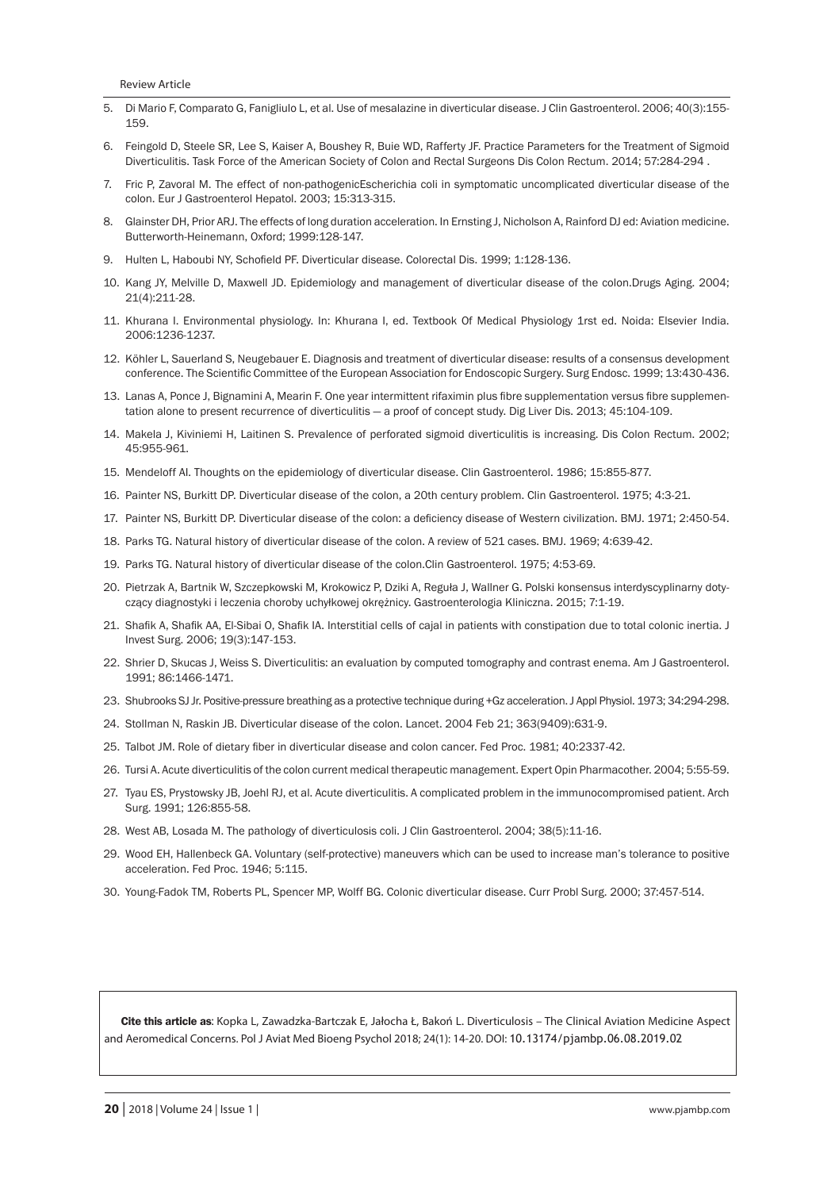5. Di Mario F, Comparato G, Fanigliulo L, et al. Use of mesalazine in diverticular disease. J Clin Gastroenterol. 2006; 40(3):155-159.
6. Feingold D, Steele SR, Lee S, Kaiser A, Boushey R, Buie WD, Rafferty JF. Practice Parameters for the Treatment of Sigmoid Diverticulitis. Task Force of the American Society of Colon and Rectal Surgeons Dis Colon Rectum. 2014; 57:284-294 .
7. Fric P, Zavoral M. The effect of non-pathogenicEscherichia coli in symptomatic uncomplicated diverticular disease of the colon. Eur J Gastroenterol Hepatol. 2003; 15:313-315.
8. Glainster DH, Prior ARJ. The effects of long duration acceleration. In Ernsting J, Nicholson A, Rainford DJ ed: Aviation medicine. Butterworth-Heinemann, Oxford; 1999:128-147.
9. Hulten L, Haboubi NY, Schofield PF. Diverticular disease. Colorectal Dis. 1999; 1:128-136.
10. Kang JY, Melville D, Maxwell JD. Epidemiology and management of diverticular disease of the colon.Drugs Aging. 2004; 21(4):211-28.
11. Khurana I. Environmental physiology. In: Khurana I, ed. Textbook Of Medical Physiology 1rst ed. Noida: Elsevier India. 2006:1236-1237.
12. Köhler L, Sauerland S, Neugebauer E. Diagnosis and treatment of diverticular disease: results of a consensus development conference. The Scientific Committee of the European Association for Endoscopic Surgery. Surg Endosc. 1999; 13:430-436.
13. Lanas A, Ponce J, Bignamini A, Mearin F. One year intermittent rifaximin plus fibre supplementation versus fibre supplementation alone to present recurrence of diverticulitis — a proof of concept study. Dig Liver Dis. 2013; 45:104-109.
14. Makela J, Kiviniemi H, Laitinen S. Prevalence of perforated sigmoid diverticulitis is increasing. Dis Colon Rectum. 2002; 45:955-961.
15. Mendeloff AI. Thoughts on the epidemiology of diverticular disease. Clin Gastroenterol. 1986; 15:855-877.
16. Painter NS, Burkitt DP. Diverticular disease of the colon, a 20th century problem. Clin Gastroenterol. 1975; 4:3-21.
17. Painter NS, Burkitt DP. Diverticular disease of the colon: a deficiency disease of Western civilization. BMJ. 1971; 2:450-54.
18. Parks TG. Natural history of diverticular disease of the colon. A review of 521 cases. BMJ. 1969; 4:639-42.
19. Parks TG. Natural history of diverticular disease of the colon.Clin Gastroenterol. 1975; 4:53-69.
20. Pietrzak A, Bartnik W, Szczepkowski M, Krokowicz P, Dziki A, Reguła J, Wallner G. Polski konsensus interdyscyplinarny dotyczący diagnostyki i leczenia choroby uchyłkowej okrężnicy. Gastroenterologia Kliniczna. 2015; 7:1-19.
21. Shafik A, Shafik AA, El-Sibai O, Shafik IA. Interstitial cells of cajal in patients with constipation due to total colonic inertia. J Invest Surg. 2006; 19(3):147-153.
22. Shrier D, Skucas J, Weiss S. Diverticulitis: an evaluation by computed tomography and contrast enema. Am J Gastroenterol. 1991; 86:1466-1471.
23. Shubrooks SJ Jr. Positive-pressure breathing as a protective technique during +Gz acceleration. J Appl Physiol. 1973; 34:294-298.
24. Stollman N, Raskin JB. Diverticular disease of the colon. Lancet. 2004 Feb 21; 363(9409):631-9.
25. Talbot JM. Role of dietary fiber in diverticular disease and colon cancer. Fed Proc. 1981; 40:2337-42.
26. Tursi A. Acute diverticulitis of the colon current medical therapeutic management. Expert Opin Pharmacother. 2004; 5:55-59.
27. Tyau ES, Prystowsky JB, Joehl RJ, et al. Acute diverticulitis. A complicated problem in the immunocompromised patient. Arch Surg. 1991; 126:855-58.
28. West AB, Losada M. The pathology of diverticulosis coli. J Clin Gastroenterol. 2004; 38(5):11-16.
29. Wood EH, Hallenbeck GA. Voluntary (self-protective) maneuvers which can be used to increase man's tolerance to positive acceleration. Fed Proc. 1946; 5:115.
30. Young-Fadok TM, Roberts PL, Spencer MP, Wolff BG. Colonic diverticular disease. Curr Probl Surg. 2000; 37:457-514.

**Cite this article as**: Kopka L, Zawadzka-Bartczak E, Jałocha Ł, Bakoń L. Diverticulosis – The Clinical Aviation Medicine Aspect and Aeromedical Concerns. Pol J Aviat Med Bioeng Psychol 2018; 24(1): 14-20. DOI: 10.13174/pjambp.06.08.2019.02